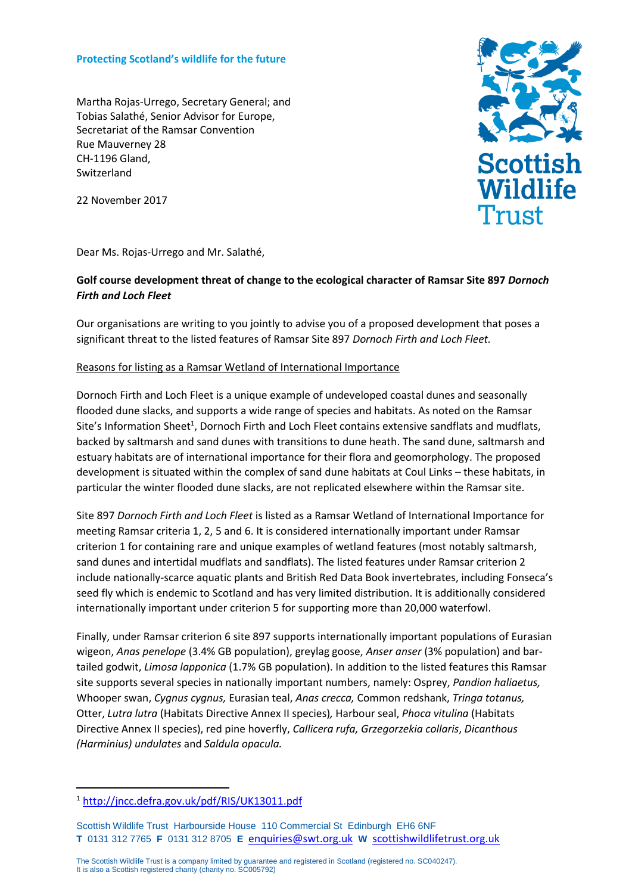**Protecting Scotland's wildlife for the future**

Martha Rojas-Urrego, Secretary General; and
Tobias Salathé, Senior Advisor for Europe,
Secretariat of the Ramsar Convention
Rue Mauverney 28
CH-1196 Gland,
Switzerland

22 November 2017

**Scottish Wildlife Trust**

Dear Ms. Rojas-Urrego and Mr. Salathé,

**Golf course development threat of change to the ecological character of Ramsar Site 897 *Dornoch Firth and Loch Fleet***

Our organisations are writing to you jointly to advise you of a proposed development that poses a significant threat to the listed features of Ramsar Site 897 *Dornoch Firth and Loch Fleet.*

Reasons for listing as a Ramsar Wetland of International Importance

Dornoch Firth and Loch Fleet is a unique example of undeveloped coastal dunes and seasonally flooded dune slacks, and supports a wide range of species and habitats. As noted on the Ramsar Site's Information Sheet[1], Dornoch Firth and Loch Fleet contains extensive sandflats and mudflats, backed by saltmarsh and sand dunes with transitions to dune heath. The sand dune, saltmarsh and estuary habitats are of international importance for their flora and geomorphology. The proposed development is situated within the complex of sand dune habitats at Coul Links – these habitats, in particular the winter flooded dune slacks, are not replicated elsewhere within the Ramsar site.

Site 897 *Dornoch Firth and Loch Fleet* is listed as a Ramsar Wetland of International Importance for meeting Ramsar criteria 1, 2, 5 and 6. It is considered internationally important under Ramsar criterion 1 for containing rare and unique examples of wetland features (most notably saltmarsh, sand dunes and intertidal mudflats and sandflats). The listed features under Ramsar criterion 2 include nationally-scarce aquatic plants and British Red Data Book invertebrates, including Fonseca's seed fly which is endemic to Scotland and has very limited distribution. It is additionally considered internationally important under criterion 5 for supporting more than 20,000 waterfowl.

Finally, under Ramsar criterion 6 site 897 supports internationally important populations of Eurasian wigeon, *Anas penelope* (3.4% GB population), greylag goose, *Anser anser* (3% population) and bar-tailed godwit, *Limosa lapponica* (1.7% GB population). In addition to the listed features this Ramsar site supports several species in nationally important numbers, namely: Osprey, *Pandion haliaetus,* Whooper swan, *Cygnus cygnus,* Eurasian teal, *Anas crecca,* Common redshank, *Tringa totanus,* Otter, *Lutra lutra* (Habitats Directive Annex II species)*,* Harbour seal, *Phoca vitulina* (Habitats Directive Annex II species), red pine hoverfly, *Callicera rufa, Grzegorzekia collaris*, *Dicanthous (Harminius) undulates* and *Saldula opacula.*

[1] http://jncc.defra.gov.uk/pdf/RIS/UK13011.pdf

Scottish Wildlife Trust Harbourside House 110 Commercial St Edinburgh EH6 6NF
**T** 0131 312 7765 **F** 0131 312 8705 **E** enquiries@swt.org.uk **W** scottishwildlifetrust.org.uk

The Scottish Wildlife Trust is a company limited by guarantee and registered in Scotland (registered no. SC040247).
It is also a Scottish registered charity (charity no. SC005792)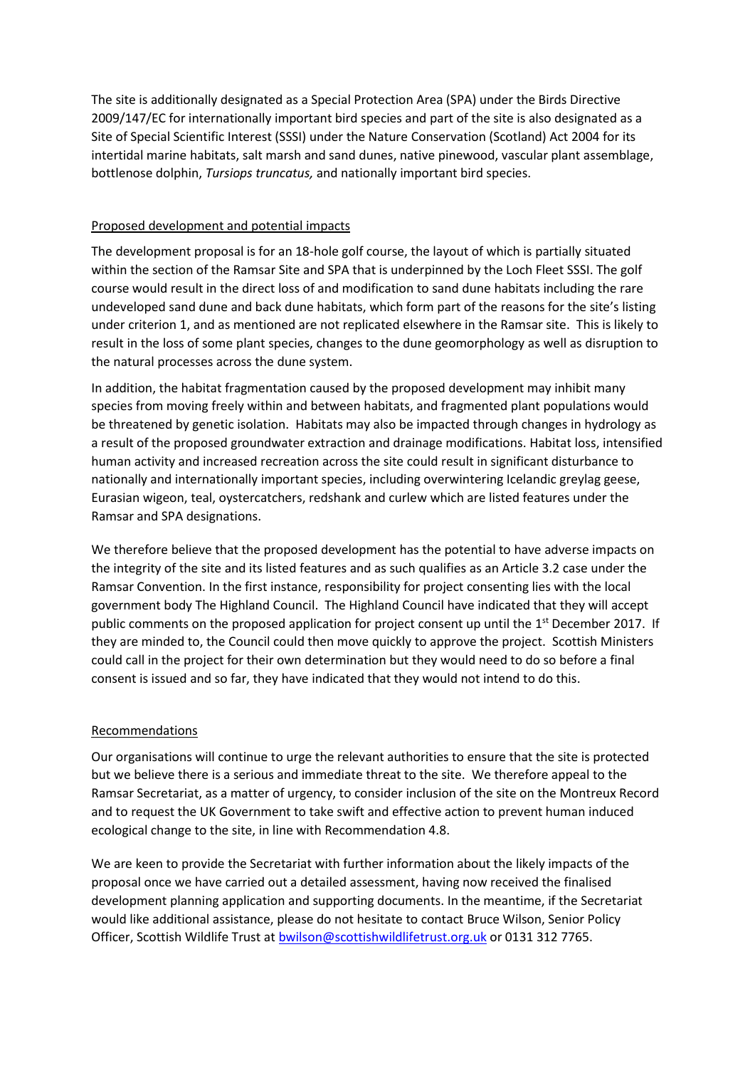The site is additionally designated as a Special Protection Area (SPA) under the Birds Directive 2009/147/EC for internationally important bird species and part of the site is also designated as a Site of Special Scientific Interest (SSSI) under the Nature Conservation (Scotland) Act 2004 for its intertidal marine habitats, salt marsh and sand dunes, native pinewood, vascular plant assemblage, bottlenose dolphin, *Tursiops truncatus,* and nationally important bird species.

## Proposed development and potential impacts

The development proposal is for an 18-hole golf course, the layout of which is partially situated within the section of the Ramsar Site and SPA that is underpinned by the Loch Fleet SSSI. The golf course would result in the direct loss of and modification to sand dune habitats including the rare undeveloped sand dune and back dune habitats, which form part of the reasons for the site's listing under criterion 1, and as mentioned are not replicated elsewhere in the Ramsar site. This is likely to result in the loss of some plant species, changes to the dune geomorphology as well as disruption to the natural processes across the dune system.

In addition, the habitat fragmentation caused by the proposed development may inhibit many species from moving freely within and between habitats, and fragmented plant populations would be threatened by genetic isolation. Habitats may also be impacted through changes in hydrology as a result of the proposed groundwater extraction and drainage modifications. Habitat loss, intensified human activity and increased recreation across the site could result in significant disturbance to nationally and internationally important species, including overwintering Icelandic greylag geese, Eurasian wigeon, teal, oystercatchers, redshank and curlew which are listed features under the Ramsar and SPA designations.

We therefore believe that the proposed development has the potential to have adverse impacts on the integrity of the site and its listed features and as such qualifies as an Article 3.2 case under the Ramsar Convention. In the first instance, responsibility for project consenting lies with the local government body The Highland Council. The Highland Council have indicated that they will accept public comments on the proposed application for project consent up until the 1st December 2017. If they are minded to, the Council could then move quickly to approve the project. Scottish Ministers could call in the project for their own determination but they would need to do so before a final consent is issued and so far, they have indicated that they would not intend to do this.

## Recommendations

Our organisations will continue to urge the relevant authorities to ensure that the site is protected but we believe there is a serious and immediate threat to the site. We therefore appeal to the Ramsar Secretariat, as a matter of urgency, to consider inclusion of the site on the Montreux Record and to request the UK Government to take swift and effective action to prevent human induced ecological change to the site, in line with Recommendation 4.8.

We are keen to provide the Secretariat with further information about the likely impacts of the proposal once we have carried out a detailed assessment, having now received the finalised development planning application and supporting documents. In the meantime, if the Secretariat would like additional assistance, please do not hesitate to contact Bruce Wilson, Senior Policy Officer, Scottish Wildlife Trust at bwilson@scottishwildlifetrust.org.uk or 0131 312 7765.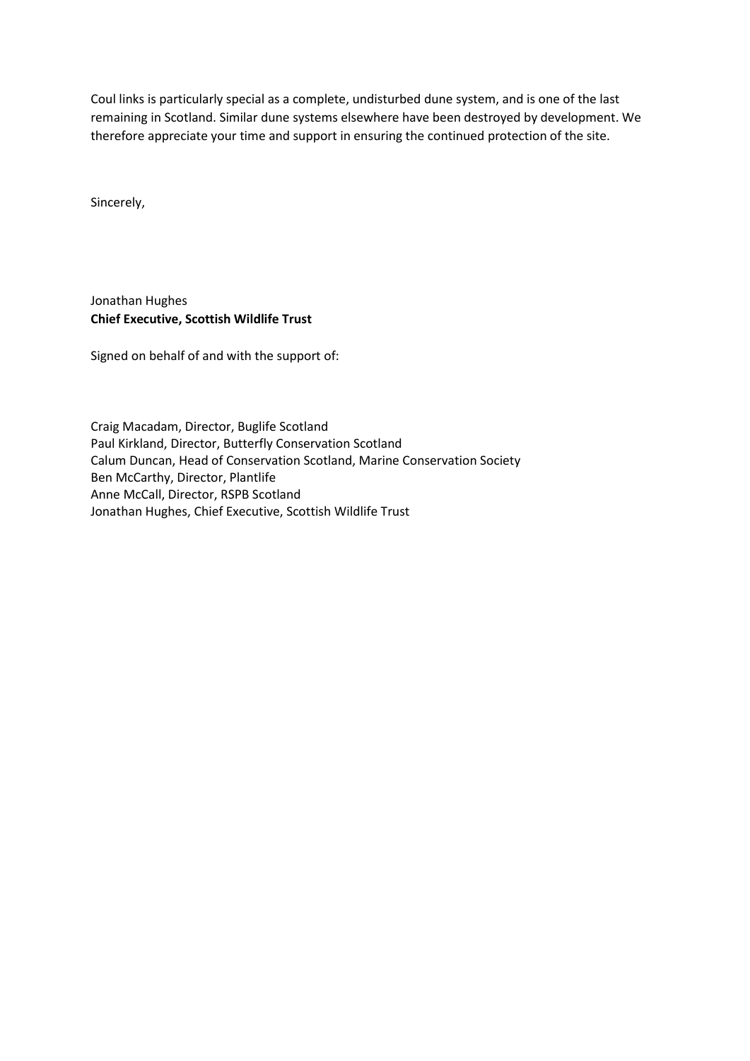Coul links is particularly special as a complete, undisturbed dune system, and is one of the last remaining in Scotland. Similar dune systems elsewhere have been destroyed by development. We therefore appreciate your time and support in ensuring the continued protection of the site.

Sincerely,

Jonathan Hughes
**Chief Executive, Scottish Wildlife Trust**

Signed on behalf of and with the support of:

Craig Macadam, Director, Buglife Scotland
Paul Kirkland, Director, Butterfly Conservation Scotland
Calum Duncan, Head of Conservation Scotland, Marine Conservation Society
Ben McCarthy, Director, Plantlife
Anne McCall, Director, RSPB Scotland
Jonathan Hughes, Chief Executive, Scottish Wildlife Trust